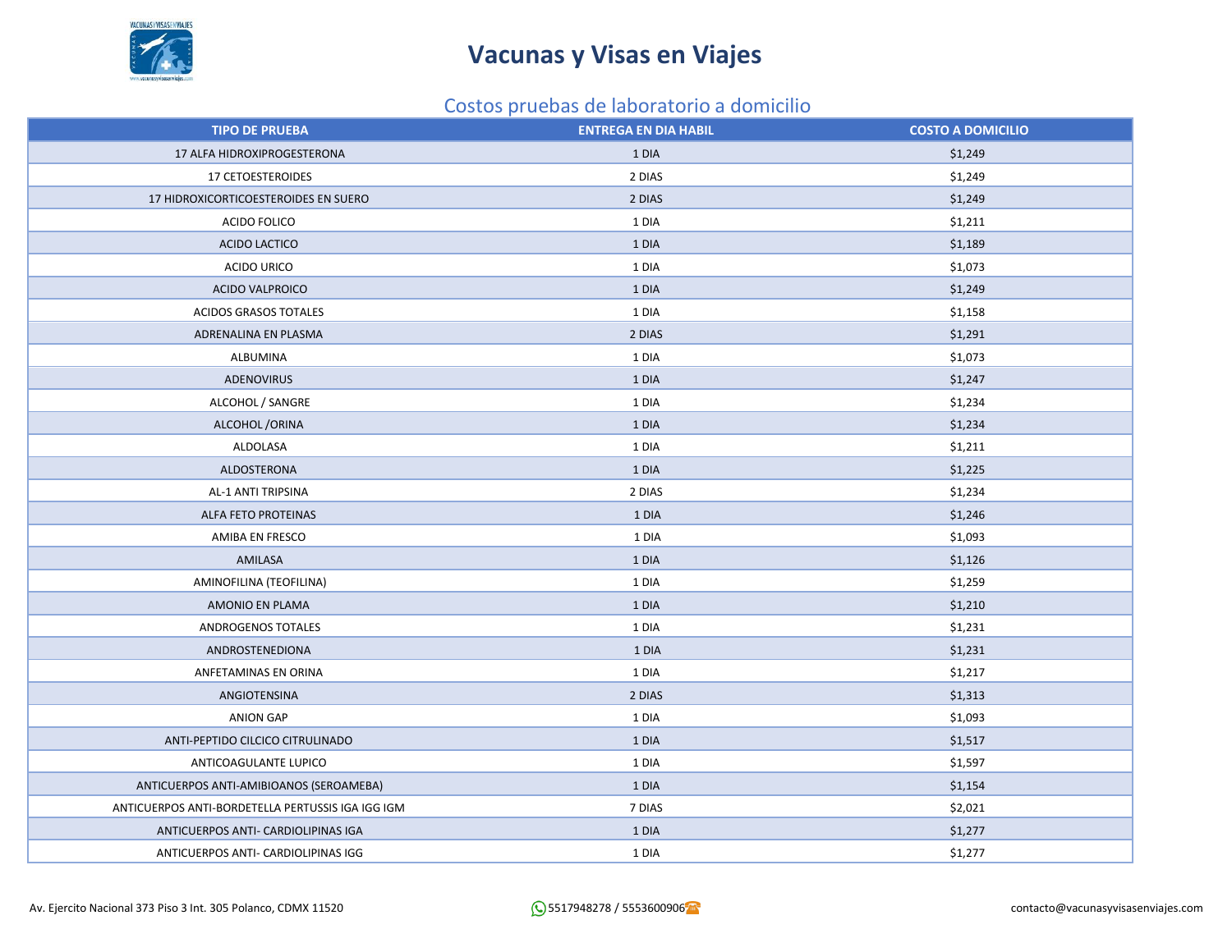# Vacunas y Visas en Viajes

## Costos pruebas de laboratorio a domicilio

| TIPO DE PRUEBA | ENTREGA EN DIA HABIL | COSTO A DOMICILIO |
|---|---|---|
| 17 ALFA HIDROXIPROGESTERONA | 1 DIA | $1,249 |
| 17 CETOESTEROIDES | 2 DIAS | $1,249 |
| 17 HIDROXICORTICOESTEROIDES EN SUERO | 2 DIAS | $1,249 |
| ACIDO FOLICO | 1 DIA | $1,211 |
| ACIDO LACTICO | 1 DIA | $1,189 |
| ACIDO URICO | 1 DIA | $1,073 |
| ACIDO VALPROICO | 1 DIA | $1,249 |
| ACIDOS GRASOS TOTALES | 1 DIA | $1,158 |
| ADRENALINA EN PLASMA | 2 DIAS | $1,291 |
| ALBUMINA | 1 DIA | $1,073 |
| ADENOVIRUS | 1 DIA | $1,247 |
| ALCOHOL / SANGRE | 1 DIA | $1,234 |
| ALCOHOL /ORINA | 1 DIA | $1,234 |
| ALDOLASA | 1 DIA | $1,211 |
| ALDOSTERONA | 1 DIA | $1,225 |
| AL-1 ANTI TRIPSINA | 2 DIAS | $1,234 |
| ALFA FETO PROTEINAS | 1 DIA | $1,246 |
| AMIBA EN FRESCO | 1 DIA | $1,093 |
| AMILASA | 1 DIA | $1,126 |
| AMINOFILINA (TEOFILINA) | 1 DIA | $1,259 |
| AMONIO EN PLAMA | 1 DIA | $1,210 |
| ANDROGENOS TOTALES | 1 DIA | $1,231 |
| ANDROSTENEDIONA | 1 DIA | $1,231 |
| ANFETAMINAS EN ORINA | 1 DIA | $1,217 |
| ANGIOTENSINA | 2 DIAS | $1,313 |
| ANION GAP | 1 DIA | $1,093 |
| ANTI-PEPTIDO CILCICO CITRULINADO | 1 DIA | $1,517 |
| ANTICOAGULANTE LUPICO | 1 DIA | $1,597 |
| ANTICUERPOS ANTI-AMIBIOANOS (SEROAMEBA) | 1 DIA | $1,154 |
| ANTICUERPOS ANTI-BORDETELLA PERTUSSIS IGA IGG IGM | 7 DIAS | $2,021 |
| ANTICUERPOS ANTI- CARDIOLIPINAS IGA | 1 DIA | $1,277 |
| ANTICUERPOS ANTI- CARDIOLIPINAS IGG | 1 DIA | $1,277 |

Av. Ejercito Nacional 373 Piso 3 Int. 305 Polanco, CDMX 11520 5517948278 / 5553600906 contacto@vacunasyvisasenviajes.com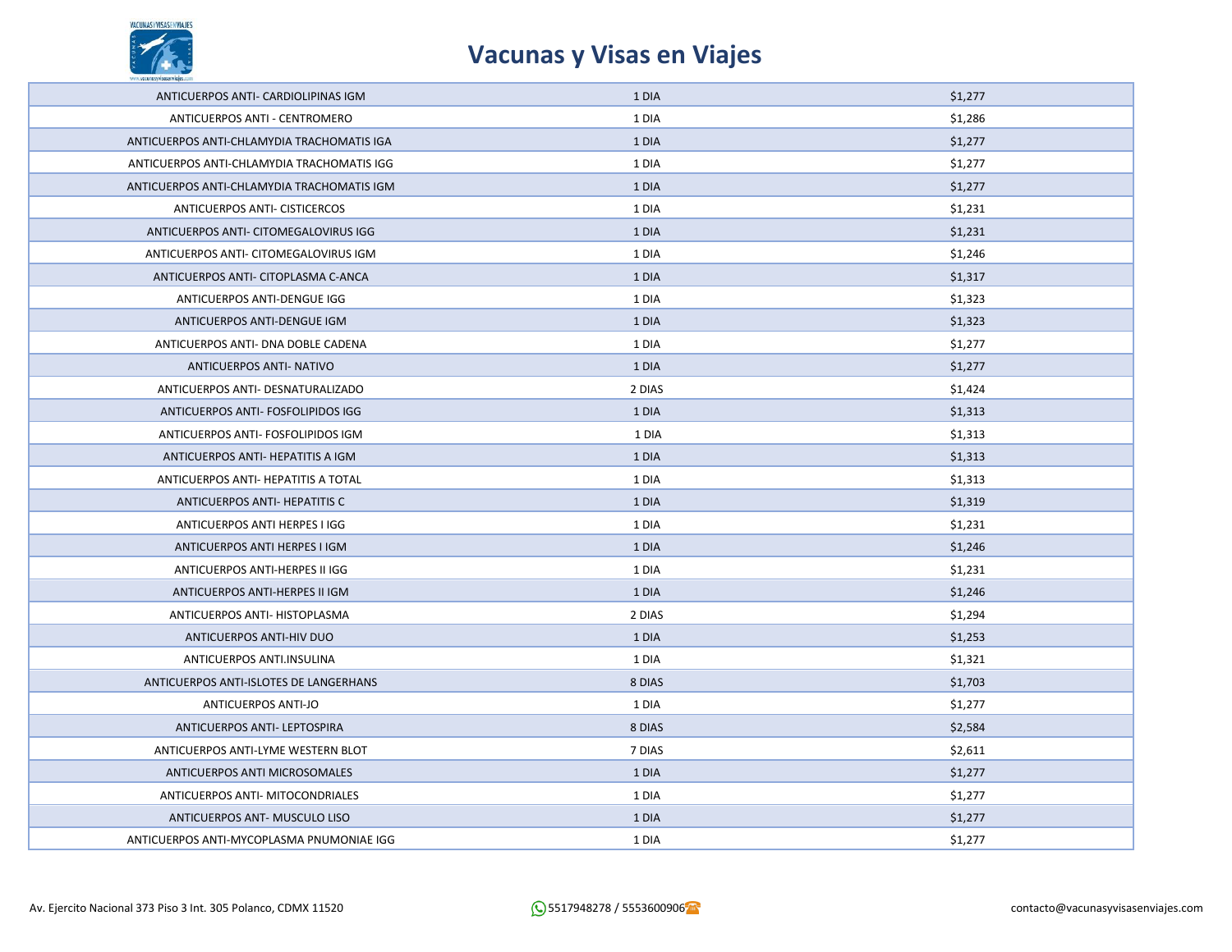# Vacunas y Visas en Viajes

| | | |
|---|---|---|
| ANTICUERPOS ANTI- CARDIOLIPINAS IGM | 1 DIA | $1,277 |
| ANTICUERPOS ANTI - CENTROMERO | 1 DIA | $1,286 |
| ANTICUERPOS ANTI-CHLAMYDIA TRACHOMATIS IGA | 1 DIA | $1,277 |
| ANTICUERPOS ANTI-CHLAMYDIA TRACHOMATIS IGG | 1 DIA | $1,277 |
| ANTICUERPOS ANTI-CHLAMYDIA TRACHOMATIS IGM | 1 DIA | $1,277 |
| ANTICUERPOS ANTI- CISTICERCOS | 1 DIA | $1,231 |
| ANTICUERPOS ANTI- CITOMEGALOVIRUS IGG | 1 DIA | $1,231 |
| ANTICUERPOS ANTI- CITOMEGALOVIRUS IGM | 1 DIA | $1,246 |
| ANTICUERPOS ANTI- CITOPLASMA C-ANCA | 1 DIA | $1,317 |
| ANTICUERPOS ANTI-DENGUE IGG | 1 DIA | $1,323 |
| ANTICUERPOS ANTI-DENGUE IGM | 1 DIA | $1,323 |
| ANTICUERPOS ANTI- DNA DOBLE CADENA | 1 DIA | $1,277 |
| ANTICUERPOS ANTI- NATIVO | 1 DIA | $1,277 |
| ANTICUERPOS ANTI- DESNATURALIZADO | 2 DIAS | $1,424 |
| ANTICUERPOS ANTI- FOSFOLIPIDOS IGG | 1 DIA | $1,313 |
| ANTICUERPOS ANTI- FOSFOLIPIDOS IGM | 1 DIA | $1,313 |
| ANTICUERPOS ANTI- HEPATITIS A IGM | 1 DIA | $1,313 |
| ANTICUERPOS ANTI- HEPATITIS A TOTAL | 1 DIA | $1,313 |
| ANTICUERPOS ANTI- HEPATITIS C | 1 DIA | $1,319 |
| ANTICUERPOS ANTI HERPES I IGG | 1 DIA | $1,231 |
| ANTICUERPOS ANTI HERPES I IGM | 1 DIA | $1,246 |
| ANTICUERPOS ANTI-HERPES II IGG | 1 DIA | $1,231 |
| ANTICUERPOS ANTI-HERPES II IGM | 1 DIA | $1,246 |
| ANTICUERPOS ANTI- HISTOPLASMA | 2 DIAS | $1,294 |
| ANTICUERPOS ANTI-HIV DUO | 1 DIA | $1,253 |
| ANTICUERPOS ANTI.INSULINA | 1 DIA | $1,321 |
| ANTICUERPOS ANTI-ISLOTES DE LANGERHANS | 8 DIAS | $1,703 |
| ANTICUERPOS ANTI-JO | 1 DIA | $1,277 |
| ANTICUERPOS ANTI- LEPTOSPIRA | 8 DIAS | $2,584 |
| ANTICUERPOS ANTI-LYME WESTERN BLOT | 7 DIAS | $2,611 |
| ANTICUERPOS ANTI MICROSOMALES | 1 DIA | $1,277 |
| ANTICUERPOS ANTI- MITOCONDRIALES | 1 DIA | $1,277 |
| ANTICUERPOS ANT- MUSCULO LISO | 1 DIA | $1,277 |
| ANTICUERPOS ANTI-MYCOPLASMA PNUMONIAE IGG | 1 DIA | $1,277 |

Av. Ejercito Nacional 373 Piso 3 Int. 305 Polanco, CDMX 11520

5517948278 / 5553600906

contacto@vacunasyvisasenviajes.com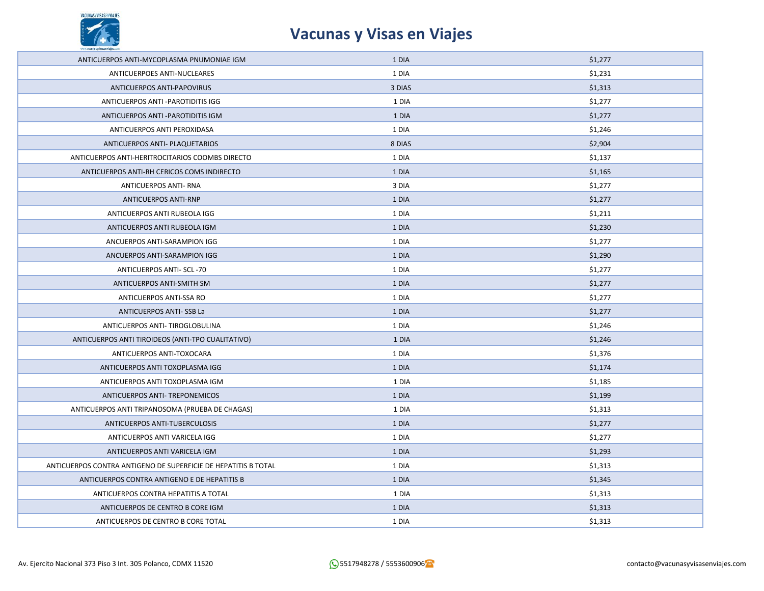| | | |
|---|---|---|
| ANTICUERPOS ANTI-MYCOPLASMA PNUMONIAE IGM | 1 DIA | $1,277 |
| ANTICUERPOES ANTI-NUCLEARES | 1 DIA | $1,231 |
| ANTICUERPOS ANTI-PAPOVIRUS | 3 DIAS | $1,313 |
| ANTICUERPOS ANTI -PAROTIDITIS IGG | 1 DIA | $1,277 |
| ANTICUERPOS ANTI -PAROTIDITIS IGM | 1 DIA | $1,277 |
| ANTICUERPOS ANTI PEROXIDASA | 1 DIA | $1,246 |
| ANTICUERPOS ANTI- PLAQUETARIOS | 8 DIAS | $2,904 |
| ANTICUERPOS ANTI-HERITROCITARIOS COOMBS DIRECTO | 1 DIA | $1,137 |
| ANTICUERPOS ANTI-RH CERICOS COMS INDIRECTO | 1 DIA | $1,165 |
| ANTICUERPOS ANTI- RNA | 3 DIA | $1,277 |
| ANTICUERPOS ANTI-RNP | 1 DIA | $1,277 |
| ANTICUERPOS ANTI RUBEOLA IGG | 1 DIA | $1,211 |
| ANTICUERPOS ANTI RUBEOLA IGM | 1 DIA | $1,230 |
| ANCUERPOS ANTI-SARAMPION IGG | 1 DIA | $1,277 |
| ANCUERPOS ANTI-SARAMPION IGG | 1 DIA | $1,290 |
| ANTICUERPOS ANTI- SCL -70 | 1 DIA | $1,277 |
| ANTICUERPOS ANTI-SMITH SM | 1 DIA | $1,277 |
| ANTICUERPOS ANTI-SSA RO | 1 DIA | $1,277 |
| ANTICUERPOS ANTI- SSB La | 1 DIA | $1,277 |
| ANTICUERPOS ANTI- TIROGLOBULINA | 1 DIA | $1,246 |
| ANTICUERPOS ANTI TIROIDEOS (ANTI-TPO CUALITATIVO) | 1 DIA | $1,246 |
| ANTICUERPOS ANTI-TOXOCARA | 1 DIA | $1,376 |
| ANTICUERPOS ANTI TOXOPLASMA IGG | 1 DIA | $1,174 |
| ANTICUERPOS ANTI TOXOPLASMA IGM | 1 DIA | $1,185 |
| ANTICUERPOS ANTI- TREPONEMICOS | 1 DIA | $1,199 |
| ANTICUERPOS ANTI TRIPANOSOMA (PRUEBA DE CHAGAS) | 1 DIA | $1,313 |
| ANTICUERPOS ANTI-TUBERCULOSIS | 1 DIA | $1,277 |
| ANTICUERPOS ANTI VARICELA IGG | 1 DIA | $1,277 |
| ANTICUERPOS ANTI VARICELA IGM | 1 DIA | $1,293 |
| ANTICUERPOS CONTRA ANTIGENO DE SUPERFICIE DE HEPATITIS B TOTAL | 1 DIA | $1,313 |
| ANTICUERPOS CONTRA ANTIGENO E DE HEPATITIS B | 1 DIA | $1,345 |
| ANTICUERPOS CONTRA HEPATITIS A TOTAL | 1 DIA | $1,313 |
| ANTICUERPOS DE CENTRO B CORE IGM | 1 DIA | $1,313 |
| ANTICUERPOS DE CENTRO B CORE TOTAL | 1 DIA | $1,313 |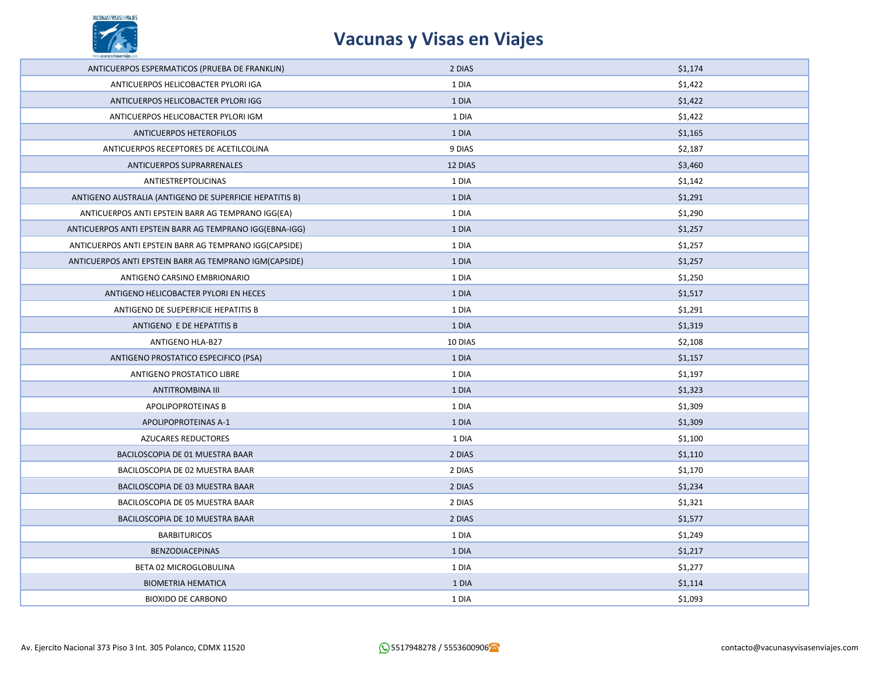| | | |
|---|---|---|
| ANTICUERPOS ESPERMATICOS (PRUEBA DE FRANKLIN) | 2 DIAS | $1,174 |
| ANTICUERPOS HELICOBACTER PYLORI IGA | 1 DIA | $1,422 |
| ANTICUERPOS HELICOBACTER PYLORI IGG | 1 DIA | $1,422 |
| ANTICUERPOS HELICOBACTER PYLORI IGM | 1 DIA | $1,422 |
| ANTICUERPOS HETEROFILOS | 1 DIA | $1,165 |
| ANTICUERPOS RECEPTORES DE ACETILCOLINA | 9 DIAS | $2,187 |
| ANTICUERPOS SUPRARRENALES | 12 DIAS | $3,460 |
| ANTIESTREPTOLICINAS | 1 DIA | $1,142 |
| ANTIGENO AUSTRALIA (ANTIGENO DE SUPERFICIE HEPATITIS B) | 1 DIA | $1,291 |
| ANTICUERPOS ANTI EPSTEIN BARR AG TEMPRANO IGG(EA) | 1 DIA | $1,290 |
| ANTICUERPOS ANTI EPSTEIN BARR AG TEMPRANO IGG(EBNA-IGG) | 1 DIA | $1,257 |
| ANTICUERPOS ANTI EPSTEIN BARR AG TEMPRANO IGG(CAPSIDE) | 1 DIA | $1,257 |
| ANTICUERPOS ANTI EPSTEIN BARR AG TEMPRANO IGM(CAPSIDE) | 1 DIA | $1,257 |
| ANTIGENO CARSINO EMBRIONARIO | 1 DIA | $1,250 |
| ANTIGENO HELICOBACTER PYLORI EN HECES | 1 DIA | $1,517 |
| ANTIGENO DE SUEPERFICIE HEPATITIS B | 1 DIA | $1,291 |
| ANTIGENO E DE HEPATITIS B | 1 DIA | $1,319 |
| ANTIGENO HLA-B27 | 10 DIAS | $2,108 |
| ANTIGENO PROSTATICO ESPECIFICO (PSA) | 1 DIA | $1,157 |
| ANTIGENO PROSTATICO LIBRE | 1 DIA | $1,197 |
| ANTITROMBINA III | 1 DIA | $1,323 |
| APOLIPOPROTEINAS B | 1 DIA | $1,309 |
| APOLIPOPROTEINAS A-1 | 1 DIA | $1,309 |
| AZUCARES REDUCTORES | 1 DIA | $1,100 |
| BACILOSCOPIA DE 01 MUESTRA BAAR | 2 DIAS | $1,110 |
| BACILOSCOPIA DE 02 MUESTRA BAAR | 2 DIAS | $1,170 |
| BACILOSCOPIA DE 03 MUESTRA BAAR | 2 DIAS | $1,234 |
| BACILOSCOPIA DE 05 MUESTRA BAAR | 2 DIAS | $1,321 |
| BACILOSCOPIA DE 10 MUESTRA BAAR | 2 DIAS | $1,577 |
| BARBITURICOS | 1 DIA | $1,249 |
| BENZODIACEPINAS | 1 DIA | $1,217 |
| BETA 02 MICROGLOBULINA | 1 DIA | $1,277 |
| BIOMETRIA HEMATICA | 1 DIA | $1,114 |
| BIOXIDO DE CARBONO | 1 DIA | $1,093 |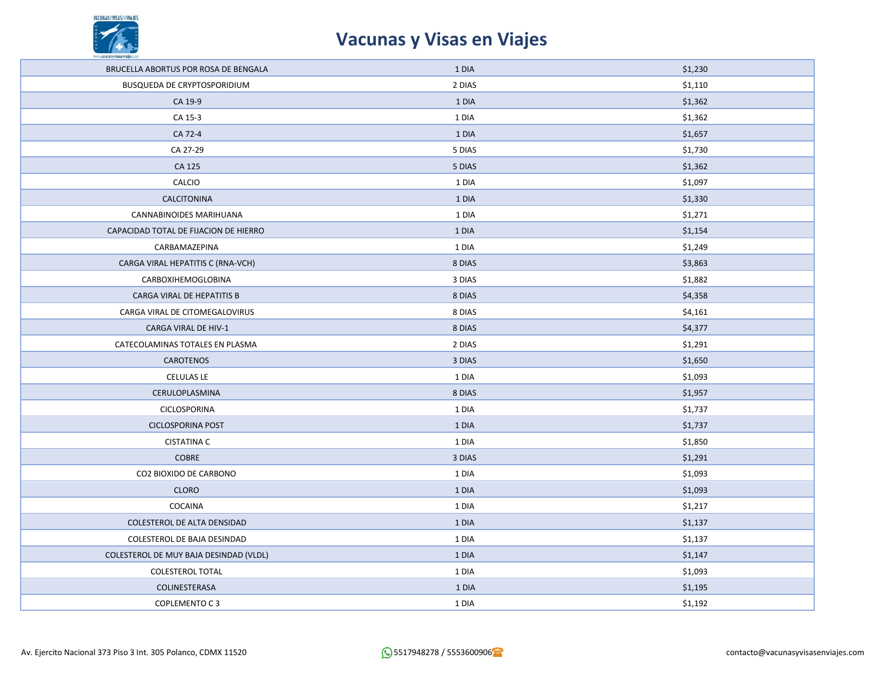# Vacunas y Visas en Viajes

| | | |
|---|---|---|
| BRUCELLA ABORTUS POR ROSA DE BENGALA | 1 DIA | $1,230 |
| BUSQUEDA DE CRYPTOSPORIDIUM | 2 DIAS | $1,110 |
| CA 19-9 | 1 DIA | $1,362 |
| CA 15-3 | 1 DIA | $1,362 |
| CA 72-4 | 1 DIA | $1,657 |
| CA 27-29 | 5 DIAS | $1,730 |
| CA 125 | 5 DIAS | $1,362 |
| CALCIO | 1 DIA | $1,097 |
| CALCITONINA | 1 DIA | $1,330 |
| CANNABINOIDES MARIHUANA | 1 DIA | $1,271 |
| CAPACIDAD TOTAL DE FIJACION DE HIERRO | 1 DIA | $1,154 |
| CARBAMAZEPINA | 1 DIA | $1,249 |
| CARGA VIRAL HEPATITIS C (RNA-VCH) | 8 DIAS | $3,863 |
| CARBOXIHEMOGLOBINA | 3 DIAS | $1,882 |
| CARGA VIRAL DE HEPATITIS B | 8 DIAS | $4,358 |
| CARGA VIRAL DE CITOMEGALOVIRUS | 8 DIAS | $4,161 |
| CARGA VIRAL DE HIV-1 | 8 DIAS | $4,377 |
| CATECOLAMINAS TOTALES EN PLASMA | 2 DIAS | $1,291 |
| CAROTENOS | 3 DIAS | $1,650 |
| CELULAS LE | 1 DIA | $1,093 |
| CERULOPLASMINA | 8 DIAS | $1,957 |
| CICLOSPORINA | 1 DIA | $1,737 |
| CICLOSPORINA POST | 1 DIA | $1,737 |
| CISTATINA C | 1 DIA | $1,850 |
| COBRE | 3 DIAS | $1,291 |
| CO2 BIOXIDO DE CARBONO | 1 DIA | $1,093 |
| CLORO | 1 DIA | $1,093 |
| COCAINA | 1 DIA | $1,217 |
| COLESTEROL DE ALTA DENSIDAD | 1 DIA | $1,137 |
| COLESTEROL DE BAJA DESINDAD | 1 DIA | $1,137 |
| COLESTEROL DE MUY BAJA DESINDAD (VLDL) | 1 DIA | $1,147 |
| COLESTEROL TOTAL | 1 DIA | $1,093 |
| COLINESTERASA | 1 DIA | $1,195 |
| COPLEMENTO C 3 | 1 DIA | $1,192 |

Av. Ejercito Nacional 373 Piso 3 Int. 305 Polanco, CDMX 11520

5517948278 / 5553600906

contacto@vacunasyvisasenviajes.com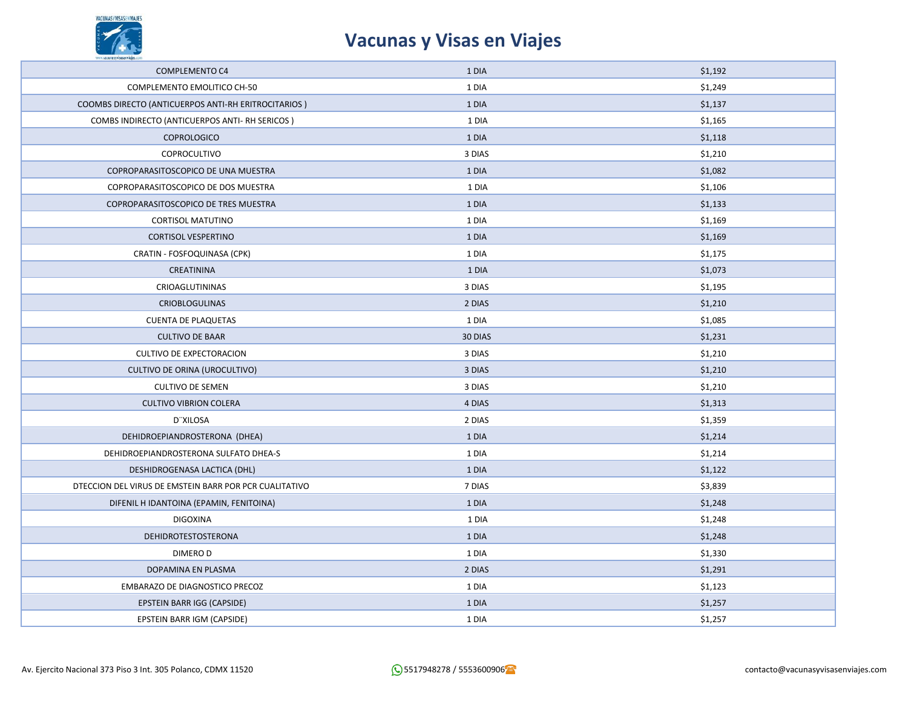# Vacunas y Visas en Viajes

| | | |
|---|---|---|
| COMPLEMENTO C4 | 1 DIA | $1,192 |
| COMPLEMENTO EMOLITICO CH-50 | 1 DIA | $1,249 |
| COOMBS DIRECTO (ANTICUERPOS ANTI-RH ERITROCITARIOS ) | 1 DIA | $1,137 |
| COMBS INDIRECTO (ANTICUERPOS ANTI- RH SERICOS ) | 1 DIA | $1,165 |
| COPROLOGICO | 1 DIA | $1,118 |
| COPROCULTIVO | 3 DIAS | $1,210 |
| COPROPARASITOSCOPICO DE UNA MUESTRA | 1 DIA | $1,082 |
| COPROPARASITOSCOPICO DE DOS MUESTRA | 1 DIA | $1,106 |
| COPROPARASITOSCOPICO DE TRES MUESTRA | 1 DIA | $1,133 |
| CORTISOL MATUTINO | 1 DIA | $1,169 |
| CORTISOL VESPERTINO | 1 DIA | $1,169 |
| CRATIN - FOSFOQUINASA (CPK) | 1 DIA | $1,175 |
| CREATININA | 1 DIA | $1,073 |
| CRIOAGLUTININAS | 3 DIAS | $1,195 |
| CRIOBLOGULINAS | 2 DIAS | $1,210 |
| CUENTA DE PLAQUETAS | 1 DIA | $1,085 |
| CULTIVO DE BAAR | 30 DIAS | $1,231 |
| CULTIVO DE EXPECTORACION | 3 DIAS | $1,210 |
| CULTIVO DE ORINA (UROCULTIVO) | 3 DIAS | $1,210 |
| CULTIVO DE SEMEN | 3 DIAS | $1,210 |
| CULTIVO VIBRION COLERA | 4 DIAS | $1,313 |
| D¨XILOSA | 2 DIAS | $1,359 |
| DEHIDROEPIANDROSTERONA (DHEA) | 1 DIA | $1,214 |
| DEHIDROEPIANDROSTERONA SULFATO DHEA-S | 1 DIA | $1,214 |
| DESHIDROGENASA LACTICA (DHL) | 1 DIA | $1,122 |
| DTECCION DEL VIRUS DE EMSTEIN BARR POR PCR CUALITATIVO | 7 DIAS | $3,839 |
| DIFENIL H IDANTOINA (EPAMIN, FENITOINA) | 1 DIA | $1,248 |
| DIGOXINA | 1 DIA | $1,248 |
| DEHIDROTESTOSTERONA | 1 DIA | $1,248 |
| DIMERO D | 1 DIA | $1,330 |
| DOPAMINA EN PLASMA | 2 DIAS | $1,291 |
| EMBARAZO DE DIAGNOSTICO PRECOZ | 1 DIA | $1,123 |
| EPSTEIN BARR IGG (CAPSIDE) | 1 DIA | $1,257 |
| EPSTEIN BARR IGM (CAPSIDE) | 1 DIA | $1,257 |

Av. Ejercito Nacional 373 Piso 3 Int. 305 Polanco, CDMX 11520 5517948278 / 5553600906 contacto@vacunasyvisasenviajes.com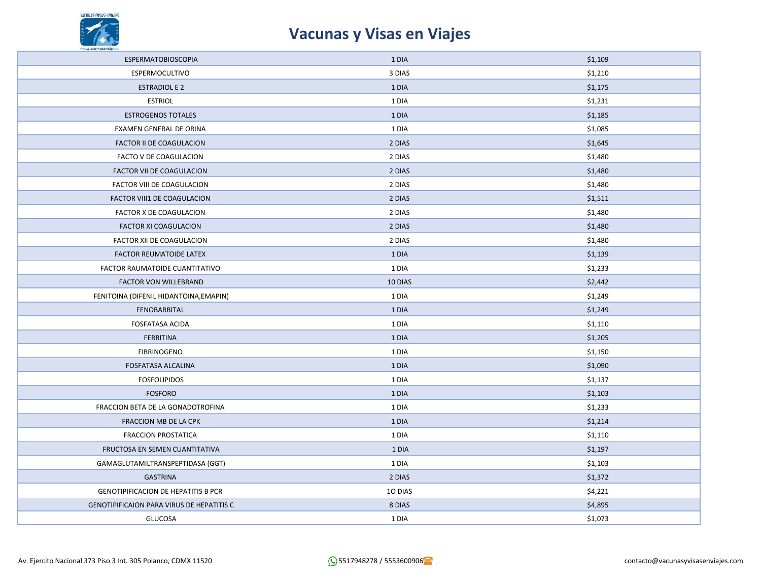| ESPERMATOBIOSCOPIA | 1 DIA | $1,109 |
|---|---|---|
| ESPERMOCULTIVO | 3 DIAS | $1,210 |
| ESTRADIOL E 2 | 1 DIA | $1,175 |
| ESTRIOL | 1 DIA | $1,231 |
| ESTROGENOS TOTALES | 1 DIA | $1,185 |
| EXAMEN GENERAL DE ORINA | 1 DIA | $1,085 |
| FACTOR II DE COAGULACION | 2 DIAS | $1,645 |
| FACTO V DE COAGULACION | 2 DIAS | $1,480 |
| FACTOR VII DE COAGULACION | 2 DIAS | $1,480 |
| FACTOR VIII DE COAGULACION | 2 DIAS | $1,480 |
| FACTOR VIII1 DE COAGULACION | 2 DIAS | $1,511 |
| FACTOR X DE COAGULACION | 2 DIAS | $1,480 |
| FACTOR XI COAGULACION | 2 DIAS | $1,480 |
| FACTOR XII DE COAGULACION | 2 DIAS | $1,480 |
| FACTOR REUMATOIDE LATEX | 1 DIA | $1,139 |
| FACTOR RAUMATOIDE CUANTITATIVO | 1 DIA | $1,233 |
| FACTOR VON WILLEBRAND | 10 DIAS | $2,442 |
| FENITOINA (DIFENIL HIDANTOINA,EMAPIN) | 1 DIA | $1,249 |
| FENOBARBITAL | 1 DIA | $1,249 |
| FOSFATASA ACIDA | 1 DIA | $1,110 |
| FERRITINA | 1 DIA | $1,205 |
| FIBRINOGENO | 1 DIA | $1,150 |
| FOSFATASA ALCALINA | 1 DIA | $1,090 |
| FOSFOLIPIDOS | 1 DIA | $1,137 |
| FOSFORO | 1 DIA | $1,103 |
| FRACCION BETA DE LA GONADOTROFINA | 1 DIA | $1,233 |
| FRACCION MB DE LA CPK | 1 DIA | $1,214 |
| FRACCION PROSTATICA | 1 DIA | $1,110 |
| FRUCTOSA EN SEMEN CUANTITATIVA | 1 DIA | $1,197 |
| GAMAGLUTAMILTRANSPEPTIDASA (GGT) | 1 DIA | $1,103 |
| GASTRINA | 2 DIAS | $1,372 |
| GENOTIPIFICACION DE HEPATITIS B PCR | 1O DIAS | $4,221 |
| GENOTIPIFICAION PARA VIRUS DE HEPATITIS C | 8 DIAS | $4,895 |
| GLUCOSA | 1 DIA | $1,073 |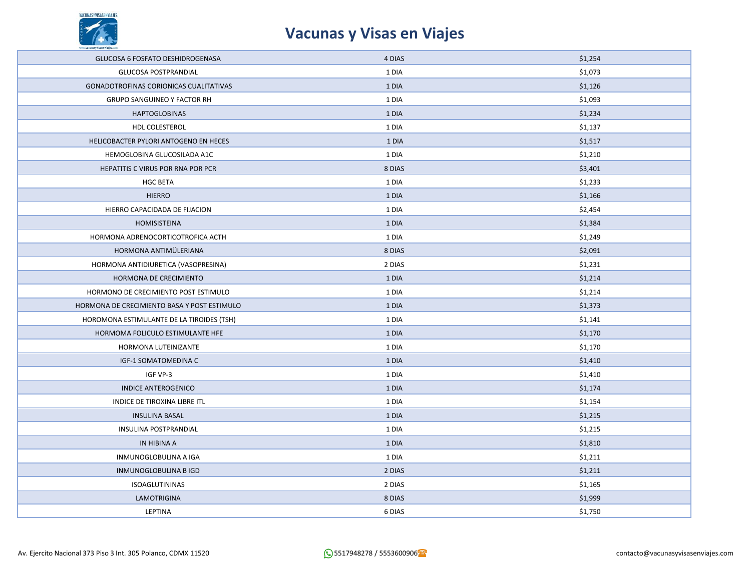# Vacunas y Visas en Viajes

| GLUCOSA 6 FOSFATO DESHIDROGENASA | 4 DIAS | $1,254 |
|---|---|---|
| GLUCOSA POSTPRANDIAL | 1 DIA | $1,073 |
| GONADOTROFINAS CORIONICAS CUALITATIVAS | 1 DIA | $1,126 |
| GRUPO SANGUINEO Y FACTOR RH | 1 DIA | $1,093 |
| HAPTOGLOBINAS | 1 DIA | $1,234 |
| HDL COLESTEROL | 1 DIA | $1,137 |
| HELICOBACTER PYLORI ANTOGENO EN HECES | 1 DIA | $1,517 |
| HEMOGLOBINA GLUCOSILADA A1C | 1 DIA | $1,210 |
| HEPATITIS C VIRUS POR RNA POR PCR | 8 DIAS | $3,401 |
| HGC BETA | 1 DIA | $1,233 |
| HIERRO | 1 DIA | $1,166 |
| HIERRO CAPACIDADA DE FIJACION | 1 DIA | $2,454 |
| HOMISISTEINA | 1 DIA | $1,384 |
| HORMONA ADRENOCORTICOTROFICA ACTH | 1 DIA | $1,249 |
| HORMONA ANTIMÜLERIANA | 8 DIAS | $2,091 |
| HORMONA ANTIDIURETICA (VASOPRESINA) | 2 DIAS | $1,231 |
| HORMONA DE CRECIMIENTO | 1 DIA | $1,214 |
| HORMONO DE CRECIMIENTO POST ESTIMULO | 1 DIA | $1,214 |
| HORMONA DE CRECIMIENTO BASA Y POST ESTIMULO | 1 DIA | $1,373 |
| HOROMONA ESTIMULANTE DE LA TIROIDES (TSH) | 1 DIA | $1,141 |
| HORMOMA FOLICULO ESTIMULANTE HFE | 1 DIA | $1,170 |
| HORMONA LUTEINIZANTE | 1 DIA | $1,170 |
| IGF-1 SOMATOMEDINA C | 1 DIA | $1,410 |
| IGF VP-3 | 1 DIA | $1,410 |
| INDICE ANTEROGENICO | 1 DIA | $1,174 |
| INDICE DE TIROXINA LIBRE ITL | 1 DIA | $1,154 |
| INSULINA BASAL | 1 DIA | $1,215 |
| INSULINA POSTPRANDIAL | 1 DIA | $1,215 |
| IN HIBINA A | 1 DIA | $1,810 |
| INMUNOGLOBULINA A IGA | 1 DIA | $1,211 |
| INMUNOGLOBULINA B IGD | 2 DIAS | $1,211 |
| ISOAGLUTININAS | 2 DIAS | $1,165 |
| LAMOTRIGINA | 8 DIAS | $1,999 |
| LEPTINA | 6 DIAS | $1,750 |

Av. Ejercito Nacional 373 Piso 3 Int. 305 Polanco, CDMX 11520 5517948278 / 5553600906 contacto@vacunasyvisasenviajes.com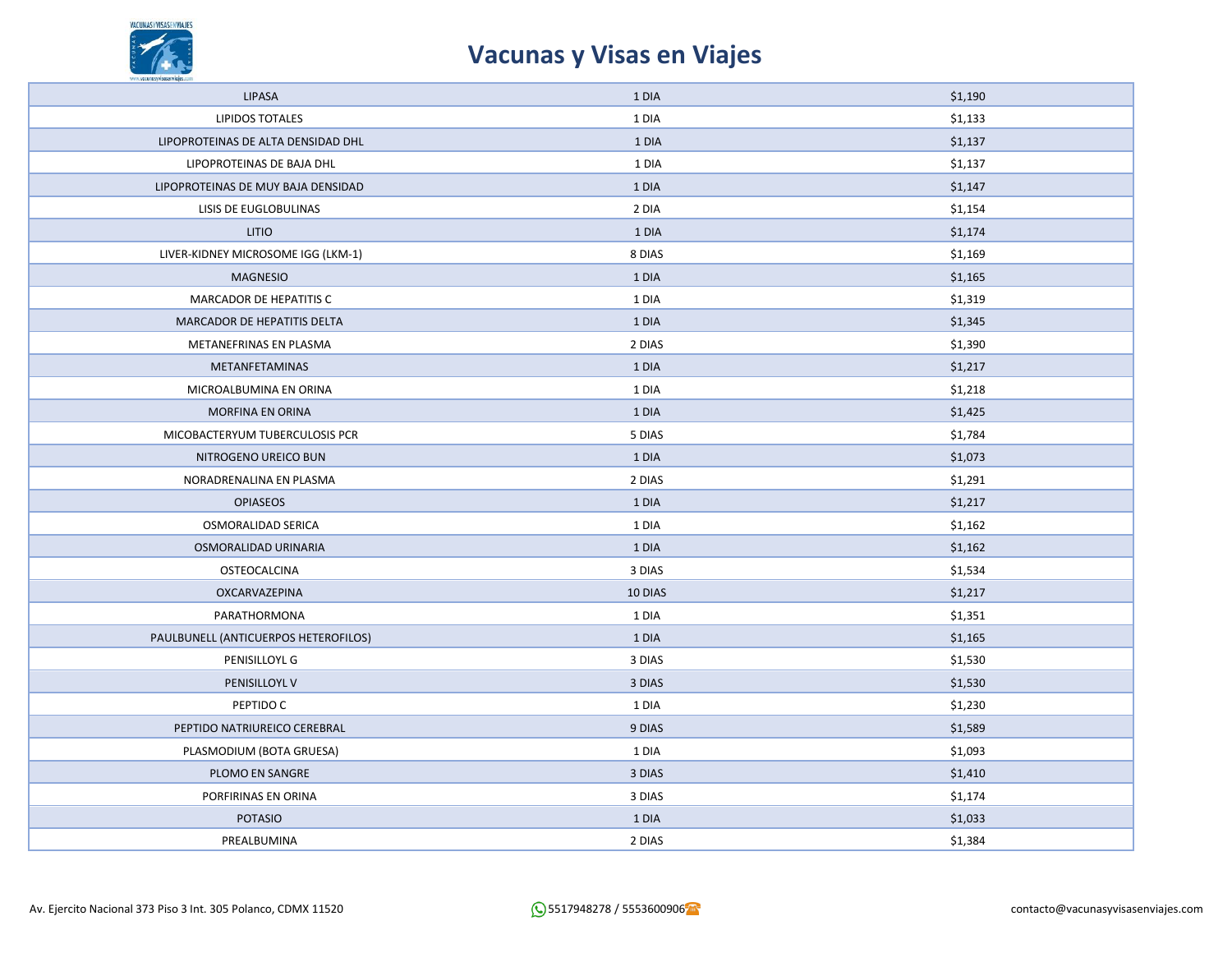| LIPASA | 1 DIA | $1,190 |
|---|---|---|
| LIPIDOS TOTALES | 1 DIA | $1,133 |
| LIPOPROTEINAS DE ALTA DENSIDAD DHL | 1 DIA | $1,137 |
| LIPOPROTEINAS DE BAJA DHL | 1 DIA | $1,137 |
| LIPOPROTEINAS DE MUY BAJA DENSIDAD | 1 DIA | $1,147 |
| LISIS DE EUGLOBULINAS | 2 DIA | $1,154 |
| LITIO | 1 DIA | $1,174 |
| LIVER-KIDNEY MICROSOME IGG (LKM-1) | 8 DIAS | $1,169 |
| MAGNESIO | 1 DIA | $1,165 |
| MARCADOR DE HEPATITIS C | 1 DIA | $1,319 |
| MARCADOR DE HEPATITIS DELTA | 1 DIA | $1,345 |
| METANEFRINAS EN PLASMA | 2 DIAS | $1,390 |
| METANFETAMINAS | 1 DIA | $1,217 |
| MICROALBUMINA EN ORINA | 1 DIA | $1,218 |
| MORFINA EN ORINA | 1 DIA | $1,425 |
| MICOBACTERYUM TUBERCULOSIS PCR | 5 DIAS | $1,784 |
| NITROGENO UREICO BUN | 1 DIA | $1,073 |
| NORADRENALINA EN PLASMA | 2 DIAS | $1,291 |
| OPIASEOS | 1 DIA | $1,217 |
| OSMORALIDAD SERICA | 1 DIA | $1,162 |
| OSMORALIDAD URINARIA | 1 DIA | $1,162 |
| OSTEOCALCINA | 3 DIAS | $1,534 |
| OXCARVAZEPINA | 10 DIAS | $1,217 |
| PARATHORMONA | 1 DIA | $1,351 |
| PAULBUNELL (ANTICUERPOS HETEROFILOS) | 1 DIA | $1,165 |
| PENISILLOYL G | 3 DIAS | $1,530 |
| PENISILLOYL V | 3 DIAS | $1,530 |
| PEPTIDO C | 1 DIA | $1,230 |
| PEPTIDO NATRIUREICO CEREBRAL | 9 DIAS | $1,589 |
| PLASMODIUM (BOTA GRUESA) | 1 DIA | $1,093 |
| PLOMO EN SANGRE | 3 DIAS | $1,410 |
| PORFIRINAS EN ORINA | 3 DIAS | $1,174 |
| POTASIO | 1 DIA | $1,033 |
| PREALBUMINA | 2 DIAS | $1,384 |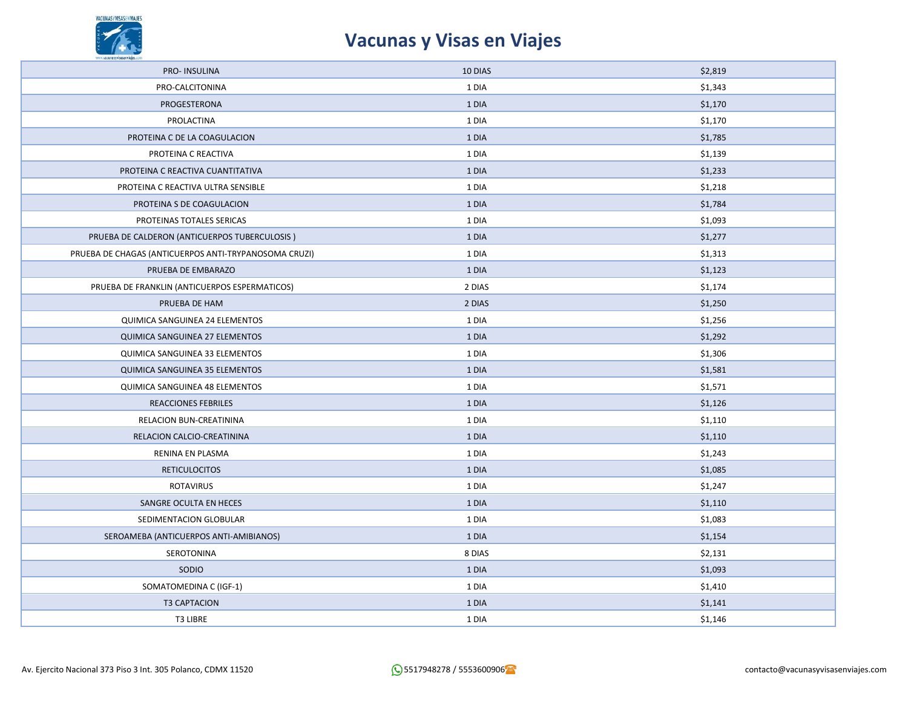| PRO- INSULINA | 10 DIAS | $2,819 |
|---|---|---|
| PRO-CALCITONINA | 1 DIA | $1,343 |
| PROGESTERONA | 1 DIA | $1,170 |
| PROLACTINA | 1 DIA | $1,170 |
| PROTEINA C DE LA COAGULACION | 1 DIA | $1,785 |
| PROTEINA C REACTIVA | 1 DIA | $1,139 |
| PROTEINA C REACTIVA CUANTITATIVA | 1 DIA | $1,233 |
| PROTEINA C REACTIVA ULTRA SENSIBLE | 1 DIA | $1,218 |
| PROTEINA S DE COAGULACION | 1 DIA | $1,784 |
| PROTEINAS TOTALES SERICAS | 1 DIA | $1,093 |
| PRUEBA DE CALDERON (ANTICUERPOS TUBERCULOSIS ) | 1 DIA | $1,277 |
| PRUEBA DE CHAGAS (ANTICUERPOS ANTI-TRYPANOSOMA CRUZI) | 1 DIA | $1,313 |
| PRUEBA DE EMBARAZO | 1 DIA | $1,123 |
| PRUEBA DE FRANKLIN (ANTICUERPOS ESPERMATICOS) | 2 DIAS | $1,174 |
| PRUEBA DE HAM | 2 DIAS | $1,250 |
| QUIMICA SANGUINEA 24 ELEMENTOS | 1 DIA | $1,256 |
| QUIMICA SANGUINEA 27 ELEMENTOS | 1 DIA | $1,292 |
| QUIMICA SANGUINEA 33 ELEMENTOS | 1 DIA | $1,306 |
| QUIMICA SANGUINEA 35 ELEMENTOS | 1 DIA | $1,581 |
| QUIMICA SANGUINEA 48 ELEMENTOS | 1 DIA | $1,571 |
| REACCIONES FEBRILES | 1 DIA | $1,126 |
| RELACION BUN-CREATININA | 1 DIA | $1,110 |
| RELACION CALCIO-CREATININA | 1 DIA | $1,110 |
| RENINA EN PLASMA | 1 DIA | $1,243 |
| RETICULOCITOS | 1 DIA | $1,085 |
| ROTAVIRUS | 1 DIA | $1,247 |
| SANGRE OCULTA EN HECES | 1 DIA | $1,110 |
| SEDIMENTACION GLOBULAR | 1 DIA | $1,083 |
| SEROAMEBA (ANTICUERPOS ANTI-AMIBIANOS) | 1 DIA | $1,154 |
| SEROTONINA | 8 DIAS | $2,131 |
| SODIO | 1 DIA | $1,093 |
| SOMATOMEDINA C (IGF-1) | 1 DIA | $1,410 |
| T3 CAPTACION | 1 DIA | $1,141 |
| T3 LIBRE | 1 DIA | $1,146 |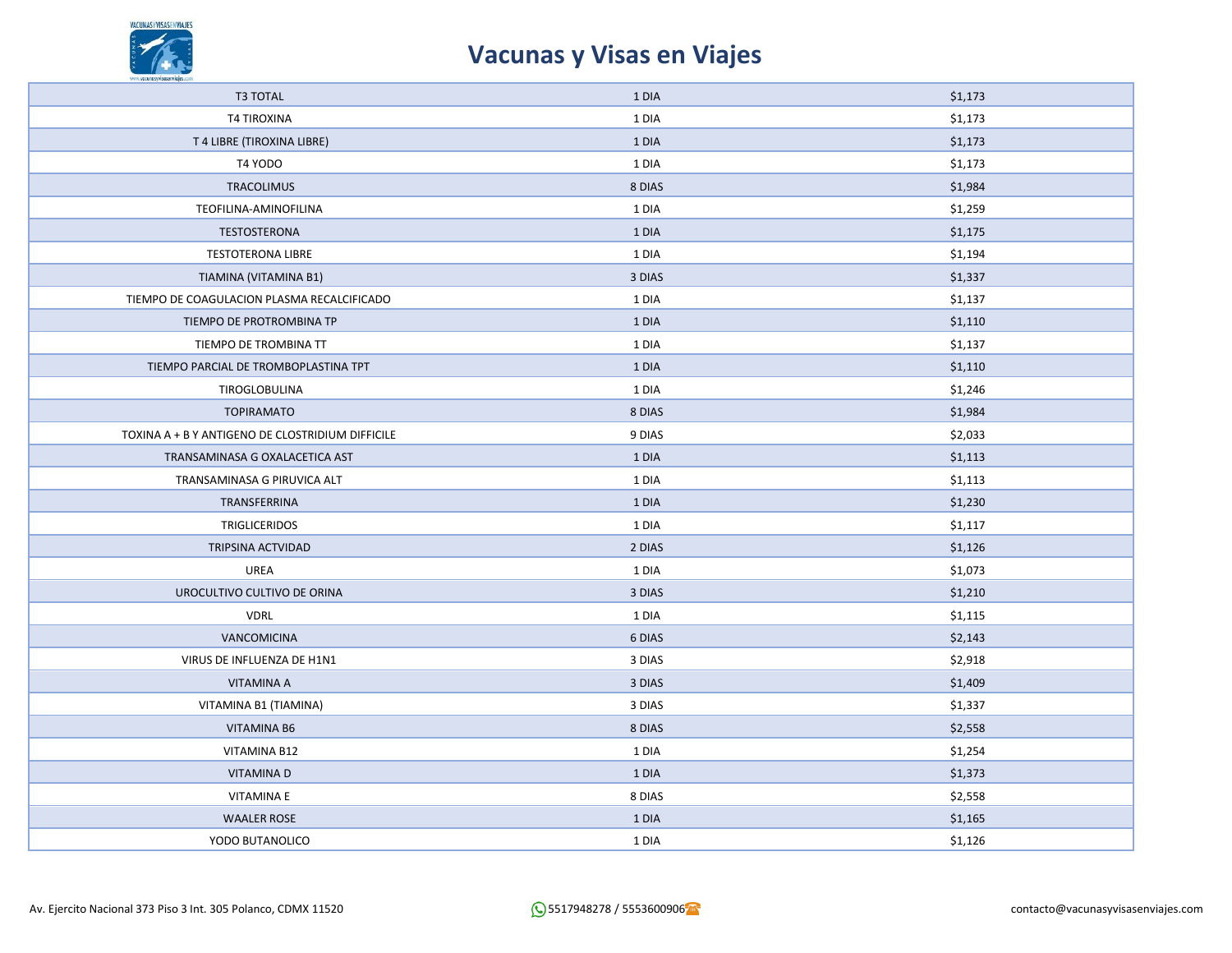| T3 TOTAL | 1 DIA | $1,173 |
|---|---|---|
| T4 TIROXINA | 1 DIA | $1,173 |
| T 4 LIBRE (TIROXINA LIBRE) | 1 DIA | $1,173 |
| T4 YODO | 1 DIA | $1,173 |
| TRACOLIMUS | 8 DIAS | $1,984 |
| TEOFILINA-AMINOFILINA | 1 DIA | $1,259 |
| TESTOSTERONA | 1 DIA | $1,175 |
| TESTOTERONA LIBRE | 1 DIA | $1,194 |
| TIAMINA (VITAMINA B1) | 3 DIAS | $1,337 |
| TIEMPO DE COAGULACION PLASMA RECALCIFICADO | 1 DIA | $1,137 |
| TIEMPO DE PROTROMBINA TP | 1 DIA | $1,110 |
| TIEMPO DE TROMBINA TT | 1 DIA | $1,137 |
| TIEMPO PARCIAL DE TROMBOPLASTINA TPT | 1 DIA | $1,110 |
| TIROGLOBULINA | 1 DIA | $1,246 |
| TOPIRAMATO | 8 DIAS | $1,984 |
| TOXINA A + B Y ANTIGENO DE CLOSTRIDIUM DIFFICILE | 9 DIAS | $2,033 |
| TRANSAMINASA G OXALACETICA AST | 1 DIA | $1,113 |
| TRANSAMINASA G PIRUVICA ALT | 1 DIA | $1,113 |
| TRANSFERRINA | 1 DIA | $1,230 |
| TRIGLICERIDOS | 1 DIA | $1,117 |
| TRIPSINA ACTVIDAD | 2 DIAS | $1,126 |
| UREA | 1 DIA | $1,073 |
| UROCULTIVO CULTIVO DE ORINA | 3 DIAS | $1,210 |
| VDRL | 1 DIA | $1,115 |
| VANCOMICINA | 6 DIAS | $2,143 |
| VIRUS DE INFLUENZA DE H1N1 | 3 DIAS | $2,918 |
| VITAMINA A | 3 DIAS | $1,409 |
| VITAMINA B1 (TIAMINA) | 3 DIAS | $1,337 |
| VITAMINA B6 | 8 DIAS | $2,558 |
| VITAMINA B12 | 1 DIA | $1,254 |
| VITAMINA D | 1 DIA | $1,373 |
| VITAMINA E | 8 DIAS | $2,558 |
| WAALER ROSE | 1 DIA | $1,165 |
| YODO BUTANOLICO | 1 DIA | $1,126 |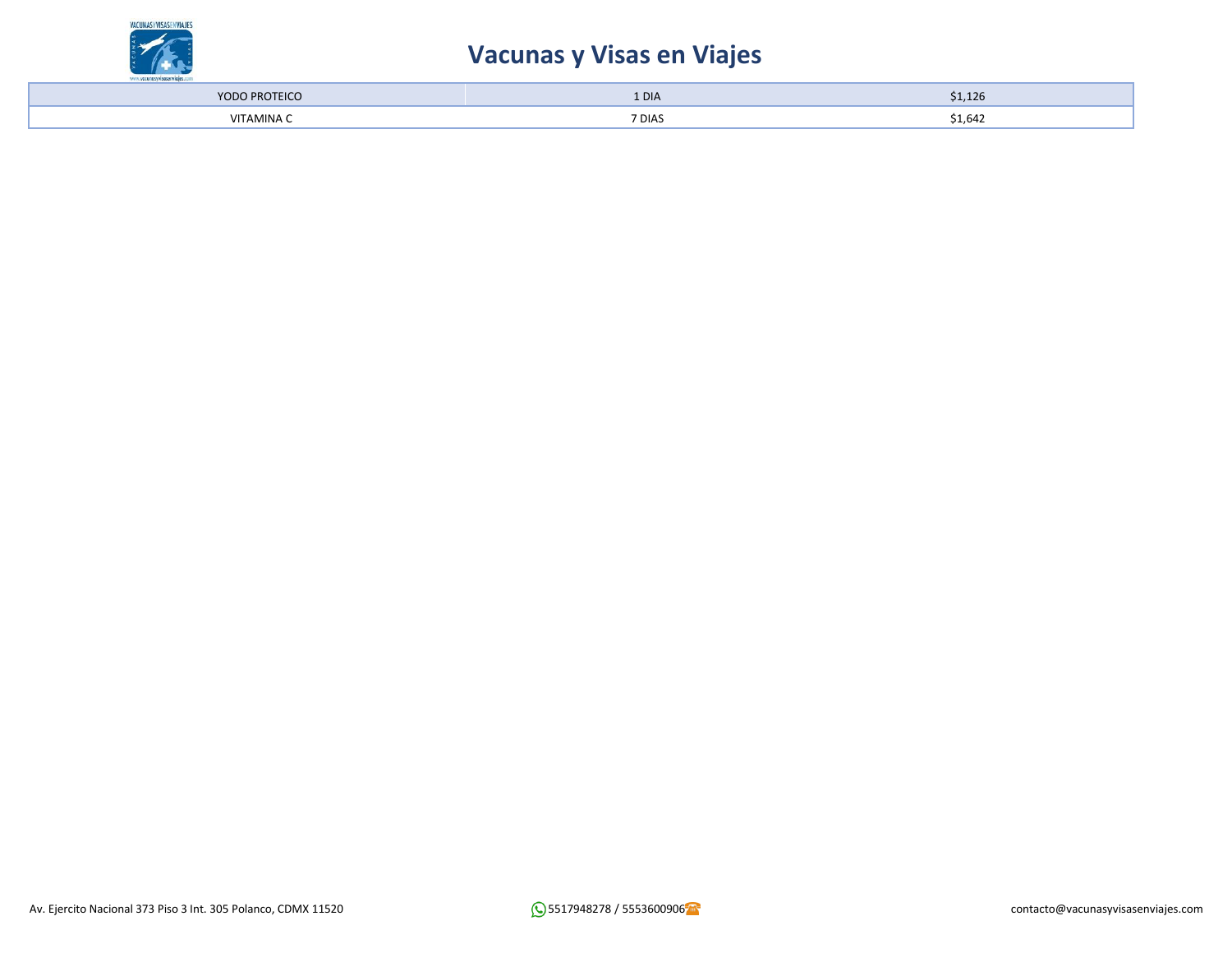# Vacunas y Visas en Viajes

| | | |
|---|---|---|
| YODO PROTEICO | 1 DIA | $1,126 |
| VITAMINA C | 7 DIAS | $1,642 |

Av. Ejercito Nacional 373 Piso 3 Int. 305 Polanco, CDMX 11520

5517948278 / 5553600906

contacto@vacunasyvisasenviajes.com